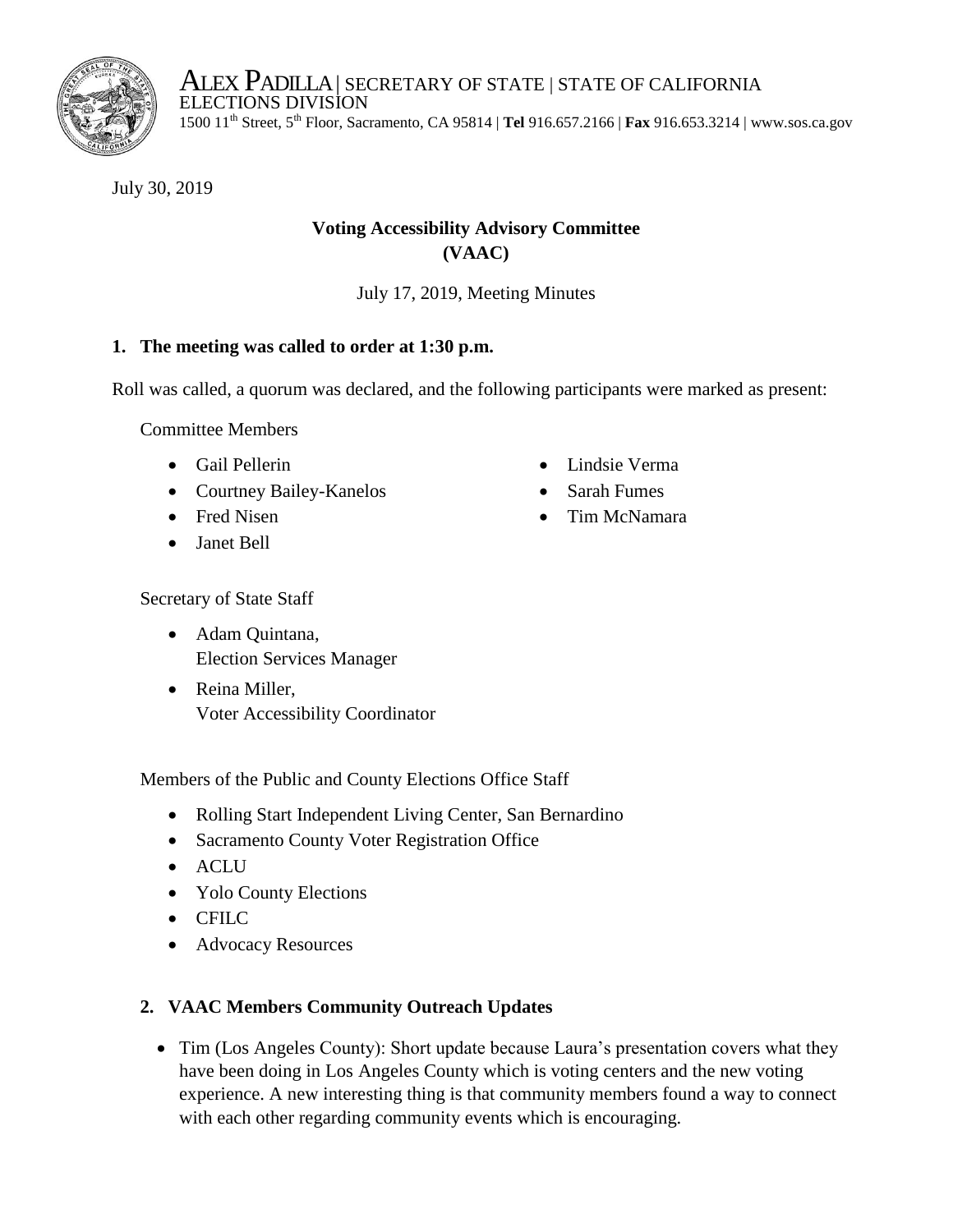ALEX PADILLA | SECRETARY OF STATE | STATE OF CALIFORNIA
ELECTIONS DIVISION
1500 11th Street, 5th Floor, Sacramento, CA 95814 | **Tel** 916.657.2166 | **Fax** 916.653.3214 | www.sos.ca.gov

July 30, 2019

# Voting Accessibility Advisory Committee (VAAC)

July 17, 2019, Meeting Minutes

## 1. The meeting was called to order at 1:30 p.m.

Roll was called, a quorum was declared, and the following participants were marked as present:

Committee Members

- Gail Pellerin
- Courtney Bailey-Kanelos
- Fred Nisen
- Janet Bell
- Lindsie Verma
- Sarah Fumes
- Tim McNamara

Secretary of State Staff

- Adam Quintana, Election Services Manager
- Reina Miller, Voter Accessibility Coordinator

Members of the Public and County Elections Office Staff

- Rolling Start Independent Living Center, San Bernardino
- Sacramento County Voter Registration Office
- ACLU
- Yolo County Elections
- CFILC
- Advocacy Resources

## 2. VAAC Members Community Outreach Updates

- Tim (Los Angeles County): Short update because Laura's presentation covers what they have been doing in Los Angeles County which is voting centers and the new voting experience. A new interesting thing is that community members found a way to connect with each other regarding community events which is encouraging.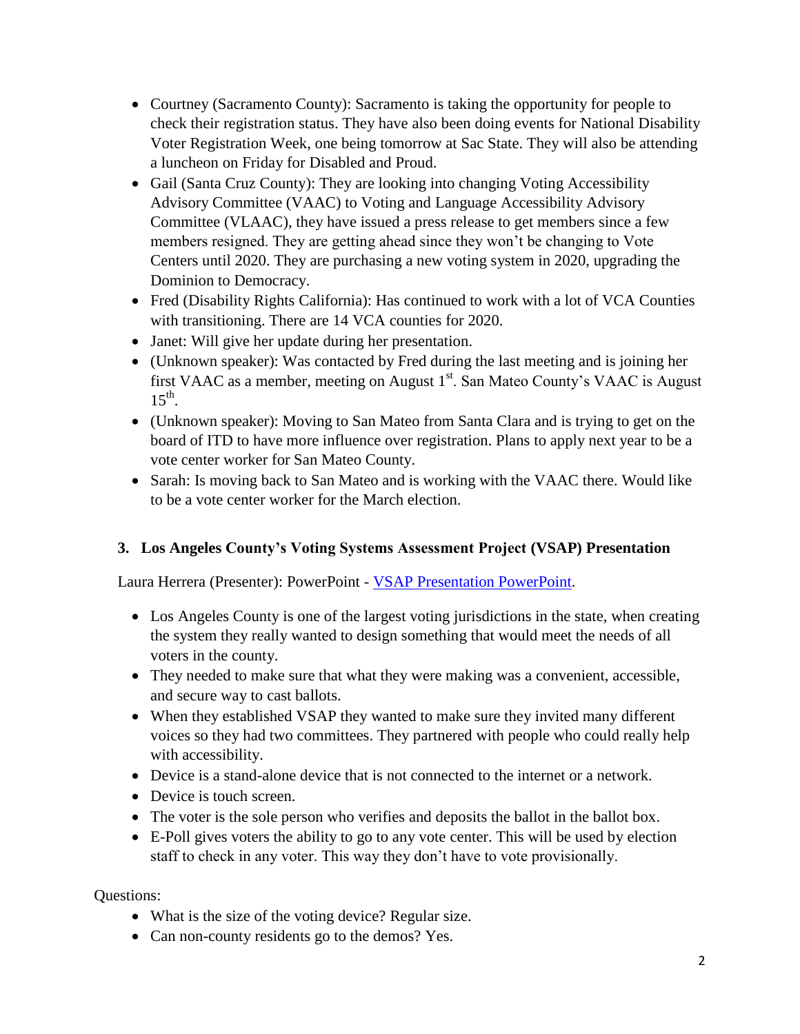- Courtney (Sacramento County): Sacramento is taking the opportunity for people to check their registration status. They have also been doing events for National Disability Voter Registration Week, one being tomorrow at Sac State. They will also be attending a luncheon on Friday for Disabled and Proud.
- Gail (Santa Cruz County): They are looking into changing Voting Accessibility Advisory Committee (VAAC) to Voting and Language Accessibility Advisory Committee (VLAAC), they have issued a press release to get members since a few members resigned. They are getting ahead since they won't be changing to Vote Centers until 2020. They are purchasing a new voting system in 2020, upgrading the Dominion to Democracy.
- Fred (Disability Rights California): Has continued to work with a lot of VCA Counties with transitioning. There are 14 VCA counties for 2020.
- Janet: Will give her update during her presentation.
- (Unknown speaker): Was contacted by Fred during the last meeting and is joining her first VAAC as a member, meeting on August 1st. San Mateo County's VAAC is August 15th.
- (Unknown speaker): Moving to San Mateo from Santa Clara and is trying to get on the board of ITD to have more influence over registration. Plans to apply next year to be a vote center worker for San Mateo County.
- Sarah: Is moving back to San Mateo and is working with the VAAC there. Would like to be a vote center worker for the March election.

### 3. Los Angeles County's Voting Systems Assessment Project (VSAP) Presentation

Laura Herrera (Presenter): PowerPoint - [VSAP Presentation PowerPoint](#).

- Los Angeles County is one of the largest voting jurisdictions in the state, when creating the system they really wanted to design something that would meet the needs of all voters in the county.
- They needed to make sure that what they were making was a convenient, accessible, and secure way to cast ballots.
- When they established VSAP they wanted to make sure they invited many different voices so they had two committees. They partnered with people who could really help with accessibility.
- Device is a stand-alone device that is not connected to the internet or a network.
- Device is touch screen.
- The voter is the sole person who verifies and deposits the ballot in the ballot box.
- E-Poll gives voters the ability to go to any vote center. This will be used by election staff to check in any voter. This way they don't have to vote provisionally.

Questions:

- What is the size of the voting device? Regular size.
- Can non-county residents go to the demos? Yes.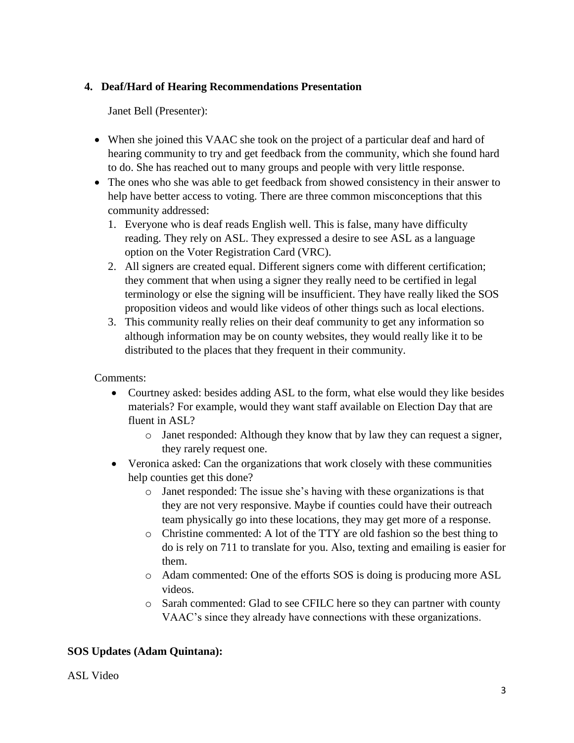**4. Deaf/Hard of Hearing Recommendations Presentation**

Janet Bell (Presenter):

- When she joined this VAAC she took on the project of a particular deaf and hard of hearing community to try and get feedback from the community, which she found hard to do. She has reached out to many groups and people with very little response.
- The ones who she was able to get feedback from showed consistency in their answer to help have better access to voting. There are three common misconceptions that this community addressed:
  1. Everyone who is deaf reads English well. This is false, many have difficulty reading. They rely on ASL. They expressed a desire to see ASL as a language option on the Voter Registration Card (VRC).
  2. All signers are created equal. Different signers come with different certification; they comment that when using a signer they really need to be certified in legal terminology or else the signing will be insufficient. They have really liked the SOS proposition videos and would like videos of other things such as local elections.
  3. This community really relies on their deaf community to get any information so although information may be on county websites, they would really like it to be distributed to the places that they frequent in their community.

Comments:

- Courtney asked: besides adding ASL to the form, what else would they like besides materials? For example, would they want staff available on Election Day that are fluent in ASL?
  - Janet responded: Although they know that by law they can request a signer, they rarely request one.
- Veronica asked: Can the organizations that work closely with these communities help counties get this done?
  - Janet responded: The issue she's having with these organizations is that they are not very responsive. Maybe if counties could have their outreach team physically go into these locations, they may get more of a response.
  - Christine commented: A lot of the TTY are old fashion so the best thing to do is rely on 711 to translate for you. Also, texting and emailing is easier for them.
  - Adam commented: One of the efforts SOS is doing is producing more ASL videos.
  - Sarah commented: Glad to see CFILC here so they can partner with county VAAC's since they already have connections with these organizations.

**SOS Updates (Adam Quintana):**

ASL Video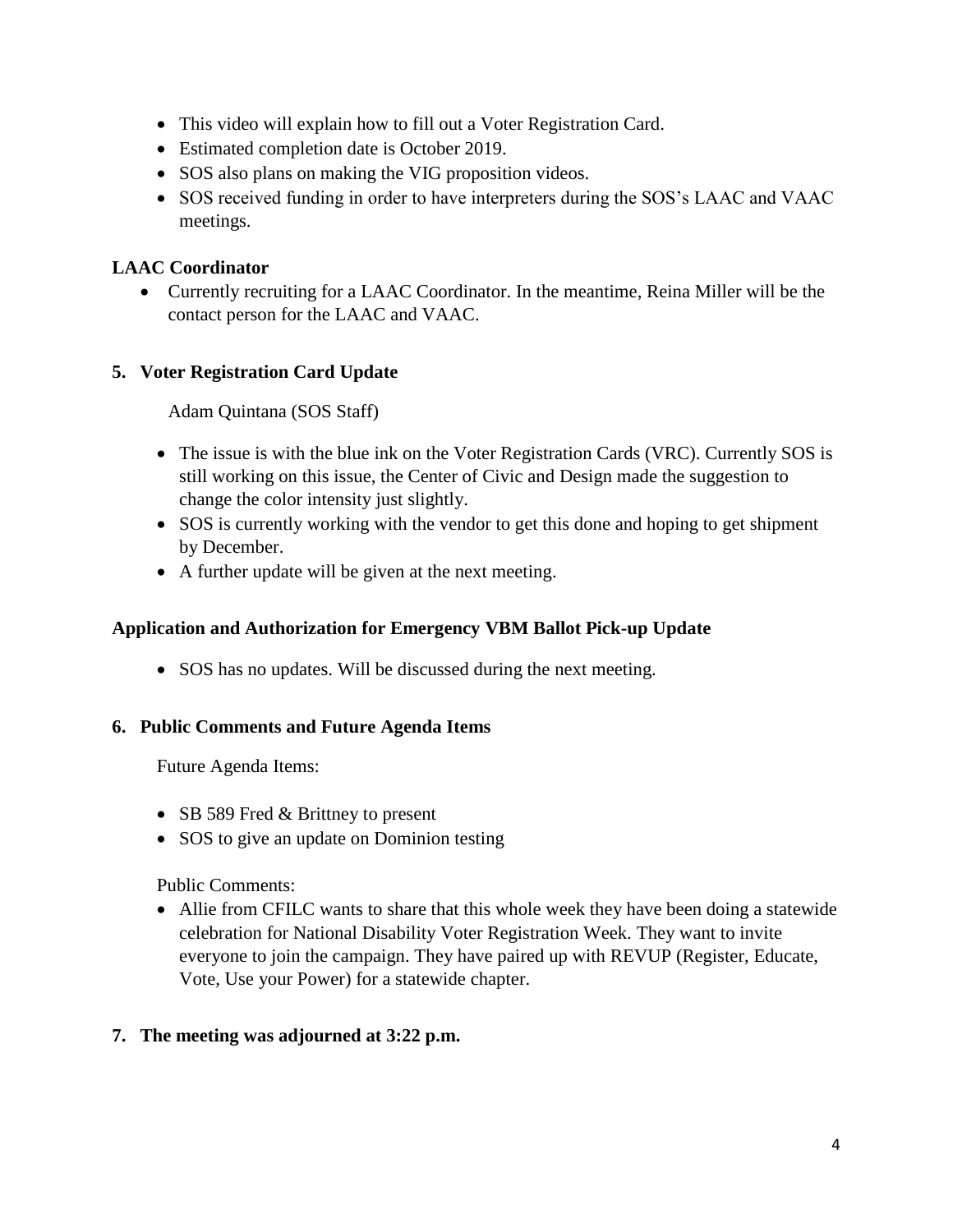- This video will explain how to fill out a Voter Registration Card.
- Estimated completion date is October 2019.
- SOS also plans on making the VIG proposition videos.
- SOS received funding in order to have interpreters during the SOS's LAAC and VAAC meetings.

**LAAC Coordinator**

- Currently recruiting for a LAAC Coordinator. In the meantime, Reina Miller will be the contact person for the LAAC and VAAC.

## 5. Voter Registration Card Update

Adam Quintana (SOS Staff)

- The issue is with the blue ink on the Voter Registration Cards (VRC). Currently SOS is still working on this issue, the Center of Civic and Design made the suggestion to change the color intensity just slightly.
- SOS is currently working with the vendor to get this done and hoping to get shipment by December.
- A further update will be given at the next meeting.

**Application and Authorization for Emergency VBM Ballot Pick-up Update**

- SOS has no updates. Will be discussed during the next meeting.

## 6. Public Comments and Future Agenda Items

Future Agenda Items:

- SB 589 Fred & Brittney to present
- SOS to give an update on Dominion testing

Public Comments:

- Allie from CFILC wants to share that this whole week they have been doing a statewide celebration for National Disability Voter Registration Week. They want to invite everyone to join the campaign. They have paired up with REVUP (Register, Educate, Vote, Use your Power) for a statewide chapter.

## 7. The meeting was adjourned at 3:22 p.m.